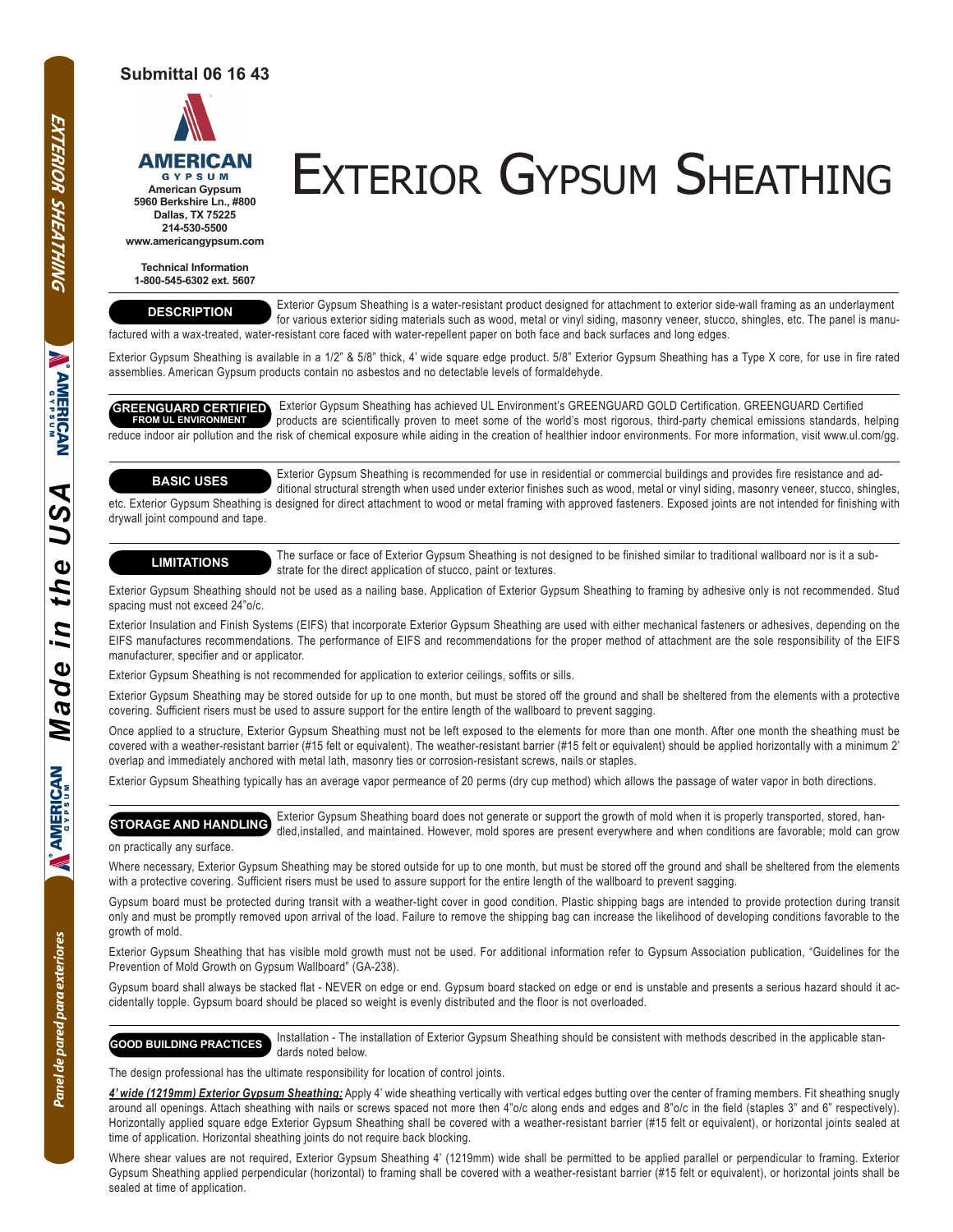**Submittal 06 16 43**

**AMERICAN GYPSUM**
**American Gypsum**
**5960 Berkshire Ln., #800**
**Dallas, TX 75225**
**214-530-5500**
**www.americangypsum.com**

**Technical Information**
**1-800-545-6302 ext. 5607**

# Exterior Gypsum Sheathing

## DESCRIPTION

Exterior Gypsum Sheathing is a water-resistant product designed for attachment to exterior side-wall framing as an underlayment for various exterior siding materials such as wood, metal or vinyl siding, masonry veneer, stucco, shingles, etc. The panel is manufactured with a wax-treated, water-resistant core faced with water-repellent paper on both face and back surfaces and long edges.

Exterior Gypsum Sheathing is available in a 1/2" & 5/8" thick, 4' wide square edge product. 5/8" Exterior Gypsum Sheathing has a Type X core, for use in fire rated assemblies. American Gypsum products contain no asbestos and no detectable levels of formaldehyde.

## GREENGUARD CERTIFIED FROM UL ENVIRONMENT

Exterior Gypsum Sheathing has achieved UL Environment's GREENGUARD GOLD Certification. GREENGUARD Certified products are scientifically proven to meet some of the world's most rigorous, third-party chemical emissions standards, helping reduce indoor air pollution and the risk of chemical exposure while aiding in the creation of healthier indoor environments. For more information, visit www.ul.com/gg.

## BASIC USES

Exterior Gypsum Sheathing is recommended for use in residential or commercial buildings and provides fire resistance and additional structural strength when used under exterior finishes such as wood, metal or vinyl siding, masonry veneer, stucco, shingles, etc. Exterior Gypsum Sheathing is designed for direct attachment to wood or metal framing with approved fasteners. Exposed joints are not intended for finishing with drywall joint compound and tape.

## LIMITATIONS

The surface or face of Exterior Gypsum Sheathing is not designed to be finished similar to traditional wallboard nor is it a substrate for the direct application of stucco, paint or textures.

Exterior Gypsum Sheathing should not be used as a nailing base. Application of Exterior Gypsum Sheathing to framing by adhesive only is not recommended. Stud spacing must not exceed 24"o/c.

Exterior Insulation and Finish Systems (EIFS) that incorporate Exterior Gypsum Sheathing are used with either mechanical fasteners or adhesives, depending on the EIFS manufactures recommendations. The performance of EIFS and recommendations for the proper method of attachment are the sole responsibility of the EIFS manufacturer, specifier and or applicator.

Exterior Gypsum Sheathing is not recommended for application to exterior ceilings, soffits or sills.

Exterior Gypsum Sheathing may be stored outside for up to one month, but must be stored off the ground and shall be sheltered from the elements with a protective covering. Sufficient risers must be used to assure support for the entire length of the wallboard to prevent sagging.

Once applied to a structure, Exterior Gypsum Sheathing must not be left exposed to the elements for more than one month. After one month the sheathing must be covered with a weather-resistant barrier (#15 felt or equivalent). The weather-resistant barrier (#15 felt or equivalent) should be applied horizontally with a minimum 2' overlap and immediately anchored with metal lath, masonry ties or corrosion-resistant screws, nails or staples.

Exterior Gypsum Sheathing typically has an average vapor permeance of 20 perms (dry cup method) which allows the passage of water vapor in both directions.

## STORAGE AND HANDLING

Exterior Gypsum Sheathing board does not generate or support the growth of mold when it is properly transported, stored, handled,installed, and maintained. However, mold spores are present everywhere and when conditions are favorable; mold can grow on practically any surface.

Where necessary, Exterior Gypsum Sheathing may be stored outside for up to one month, but must be stored off the ground and shall be sheltered from the elements with a protective covering. Sufficient risers must be used to assure support for the entire length of the wallboard to prevent sagging.

Gypsum board must be protected during transit with a weather-tight cover in good condition. Plastic shipping bags are intended to provide protection during transit only and must be promptly removed upon arrival of the load. Failure to remove the shipping bag can increase the likelihood of developing conditions favorable to the growth of mold.

Exterior Gypsum Sheathing that has visible mold growth must not be used. For additional information refer to Gypsum Association publication, "Guidelines for the Prevention of Mold Growth on Gypsum Wallboard" (GA-238).

Gypsum board shall always be stacked flat - NEVER on edge or end. Gypsum board stacked on edge or end is unstable and presents a serious hazard should it accidentally topple. Gypsum board should be placed so weight is evenly distributed and the floor is not overloaded.

## GOOD BUILDING PRACTICES

Installation - The installation of Exterior Gypsum Sheathing should be consistent with methods described in the applicable standards noted below.

The design professional has the ultimate responsibility for location of control joints.

***4' wide (1219mm) Exterior Gypsum Sheathing:*** Apply 4' wide sheathing vertically with vertical edges butting over the center of framing members. Fit sheathing snugly around all openings. Attach sheathing with nails or screws spaced not more then 4"o/c along ends and edges and 8"o/c in the field (staples 3" and 6" respectively). Horizontally applied square edge Exterior Gypsum Sheathing shall be covered with a weather-resistant barrier (#15 felt or equivalent), or horizontal joints sealed at time of application. Horizontal sheathing joints do not require back blocking.

Where shear values are not required, Exterior Gypsum Sheathing 4' (1219mm) wide shall be permitted to be applied parallel or perpendicular to framing. Exterior Gypsum Sheathing applied perpendicular (horizontal) to framing shall be covered with a weather-resistant barrier (#15 felt or equivalent), or horizontal joints shall be sealed at time of application.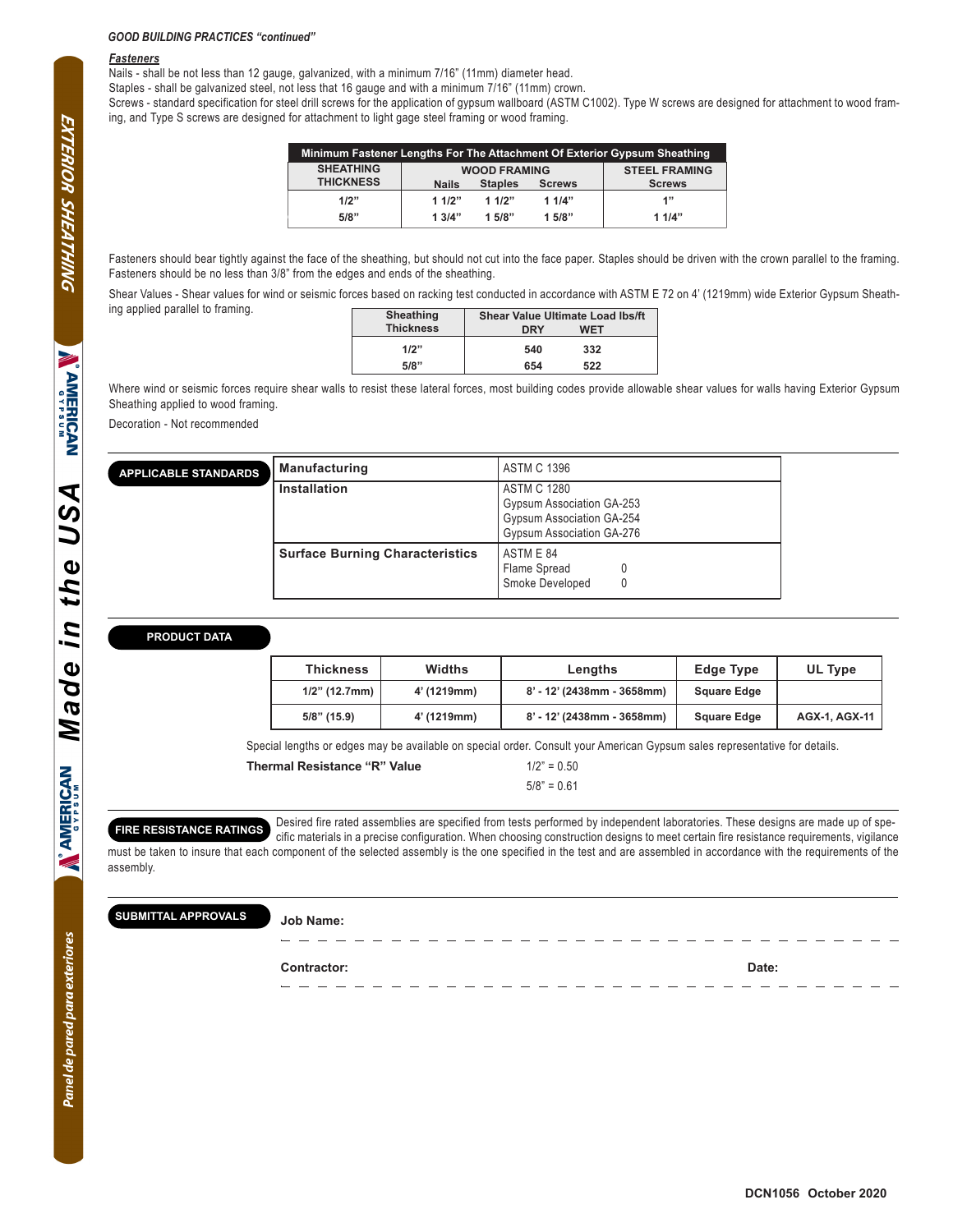*GOOD BUILDING PRACTICES "continued"*

***Fasteners***

Nails - shall be not less than 12 gauge, galvanized, with a minimum 7/16" (11mm) diameter head.

Staples - shall be galvanized steel, not less that 16 gauge and with a minimum 7/16" (11mm) crown.

Screws - standard specification for steel drill screws for the application of gypsum wallboard (ASTM C1002). Type W screws are designed for attachment to wood framing, and Type S screws are designed for attachment to light gage steel framing or wood framing.

**Minimum Fastener Lengths For The Attachment Of Exterior Gypsum Sheathing**

| SHEATHING THICKNESS | WOOD FRAMING | | | STEEL FRAMING |
|---|---|---|---|---|
| | Nails | Staples | Screws | Screws |
| 1/2" | 1 1/2" | 1 1/2" | 1 1/4" | 1" |
| 5/8" | 1 3/4" | 1 5/8" | 1 5/8" | 1 1/4" |

Fasteners should bear tightly against the face of the sheathing, but should not cut into the face paper. Staples should be driven with the crown parallel to the framing. Fasteners should be no less than 3/8" from the edges and ends of the sheathing.

Shear Values - Shear values for wind or seismic forces based on racking test conducted in accordance with ASTM E 72 on 4' (1219mm) wide Exterior Gypsum Sheathing applied parallel to framing.

| Sheathing Thickness | Shear Value Ultimate Load lbs/ft | |
|---|---|---|
| | DRY | WET |
| 1/2" | 540 | 332 |
| 5/8" | 654 | 522 |

Where wind or seismic forces require shear walls to resist these lateral forces, most building codes provide allowable shear values for walls having Exterior Gypsum Sheathing applied to wood framing.

Decoration - Not recommended

## APPLICABLE STANDARDS

| | |
|---|---|
| **Manufacturing** | ASTM C 1396 |
| **Installation** | ASTM C 1280<br>Gypsum Association GA-253<br>Gypsum Association GA-254<br>Gypsum Association GA-276 |
| **Surface Burning Characteristics** | ASTM E 84<br>Flame Spread 0<br>Smoke Developed 0 |

## PRODUCT DATA

| Thickness | Widths | Lengths | Edge Type | UL Type |
|---|---|---|---|---|
| 1/2" (12.7mm) | 4' (1219mm) | 8' - 12' (2438mm - 3658mm) | Square Edge | |
| 5/8" (15.9) | 4' (1219mm) | 8' - 12' (2438mm - 3658mm) | Square Edge | AGX-1, AGX-11 |

Special lengths or edges may be available on special order. Consult your American Gypsum sales representative for details.

**Thermal Resistance "R" Value** 1/2" = 0.50
5/8" = 0.61

## FIRE RESISTANCE RATINGS

Desired fire rated assemblies are specified from tests performed by independent laboratories. These designs are made up of specific materials in a precise configuration. When choosing construction designs to meet certain fire resistance requirements, vigilance must be taken to insure that each component of the selected assembly is the one specified in the test and are assembled in accordance with the requirements of the assembly.

## SUBMITTAL APPROVALS

**Job Name:**

**Contractor:** **Date:**

DCN1056 October 2020